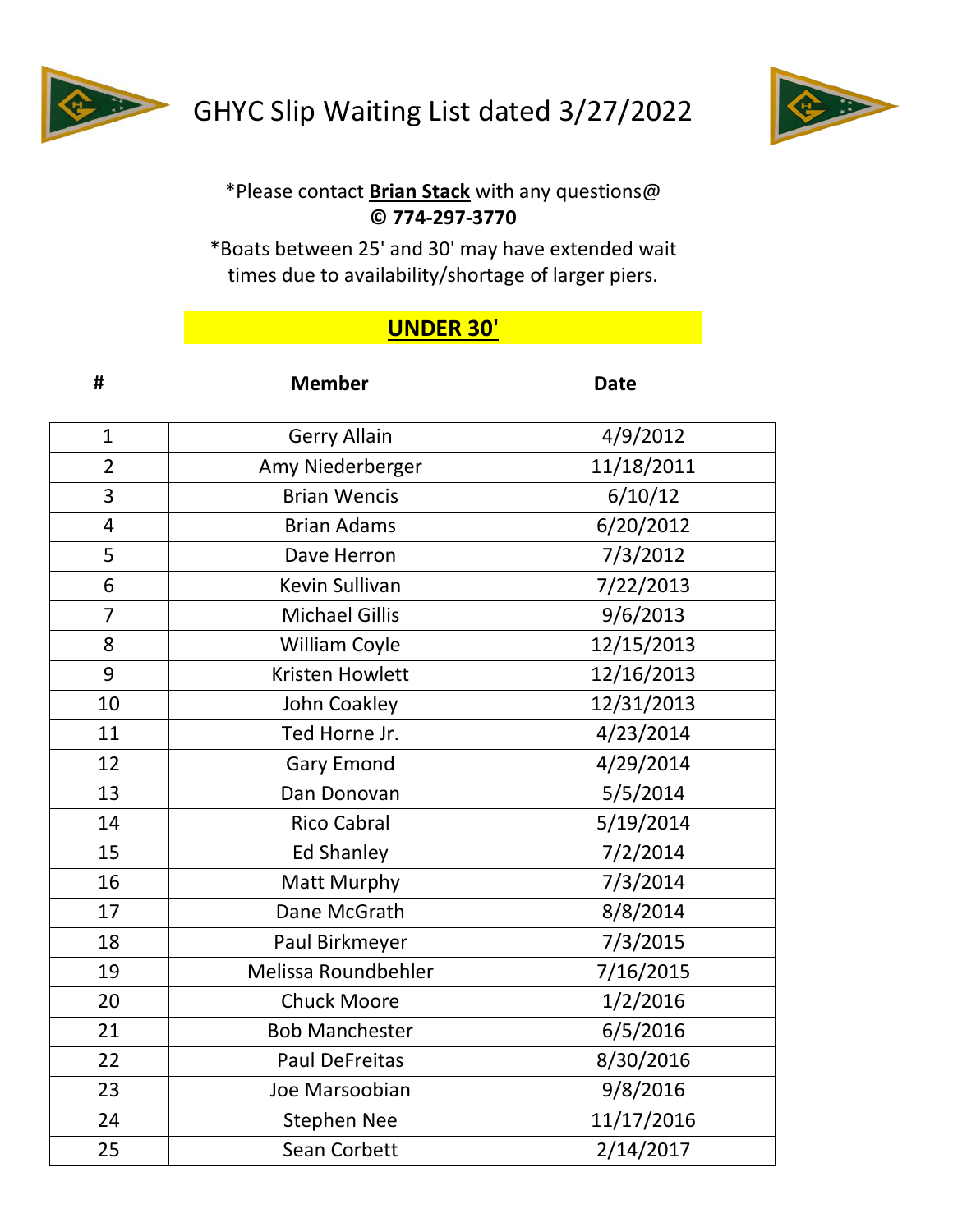# GHYC Slip Waiting List dated 3/27/2022

*Please contact **Brian Stack** with any questions@ **© 774-297-3770**

*Boats between 25' and 30' may have extended wait times due to availability/shortage of larger piers.

## UNDER 30'

| # | Member | Date |
|---|---|---|
| 1 | Gerry Allain | 4/9/2012 |
| 2 | Amy Niederberger | 11/18/2011 |
| 3 | Brian Wencis | 6/10/12 |
| 4 | Brian Adams | 6/20/2012 |
| 5 | Dave Herron | 7/3/2012 |
| 6 | Kevin Sullivan | 7/22/2013 |
| 7 | Michael Gillis | 9/6/2013 |
| 8 | William Coyle | 12/15/2013 |
| 9 | Kristen Howlett | 12/16/2013 |
| 10 | John Coakley | 12/31/2013 |
| 11 | Ted Horne Jr. | 4/23/2014 |
| 12 | Gary Emond | 4/29/2014 |
| 13 | Dan Donovan | 5/5/2014 |
| 14 | Rico Cabral | 5/19/2014 |
| 15 | Ed Shanley | 7/2/2014 |
| 16 | Matt Murphy | 7/3/2014 |
| 17 | Dane McGrath | 8/8/2014 |
| 18 | Paul Birkmeyer | 7/3/2015 |
| 19 | Melissa Roundbehler | 7/16/2015 |
| 20 | Chuck Moore | 1/2/2016 |
| 21 | Bob Manchester | 6/5/2016 |
| 22 | Paul DeFreitas | 8/30/2016 |
| 23 | Joe Marsoobian | 9/8/2016 |
| 24 | Stephen Nee | 11/17/2016 |
| 25 | Sean Corbett | 2/14/2017 |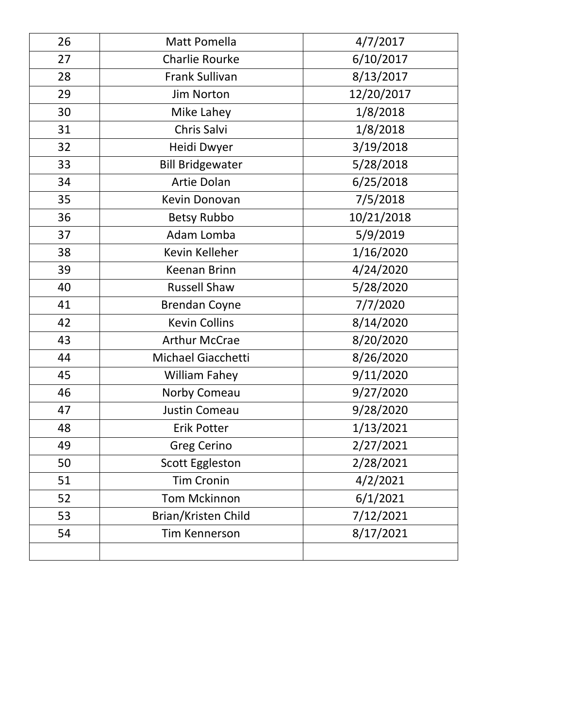| 26 | Matt Pomella | 4/7/2017 |
|---|---|---|
| 27 | Charlie Rourke | 6/10/2017 |
| 28 | Frank Sullivan | 8/13/2017 |
| 29 | Jim Norton | 12/20/2017 |
| 30 | Mike Lahey | 1/8/2018 |
| 31 | Chris Salvi | 1/8/2018 |
| 32 | Heidi Dwyer | 3/19/2018 |
| 33 | Bill Bridgewater | 5/28/2018 |
| 34 | Artie Dolan | 6/25/2018 |
| 35 | Kevin Donovan | 7/5/2018 |
| 36 | Betsy Rubbo | 10/21/2018 |
| 37 | Adam Lomba | 5/9/2019 |
| 38 | Kevin Kelleher | 1/16/2020 |
| 39 | Keenan Brinn | 4/24/2020 |
| 40 | Russell Shaw | 5/28/2020 |
| 41 | Brendan Coyne | 7/7/2020 |
| 42 | Kevin Collins | 8/14/2020 |
| 43 | Arthur McCrae | 8/20/2020 |
| 44 | Michael Giacchetti | 8/26/2020 |
| 45 | William Fahey | 9/11/2020 |
| 46 | Norby Comeau | 9/27/2020 |
| 47 | Justin Comeau | 9/28/2020 |
| 48 | Erik Potter | 1/13/2021 |
| 49 | Greg Cerino | 2/27/2021 |
| 50 | Scott Eggleston | 2/28/2021 |
| 51 | Tim Cronin | 4/2/2021 |
| 52 | Tom Mckinnon | 6/1/2021 |
| 53 | Brian/Kristen Child | 7/12/2021 |
| 54 | Tim Kennerson | 8/17/2021 |
| | | |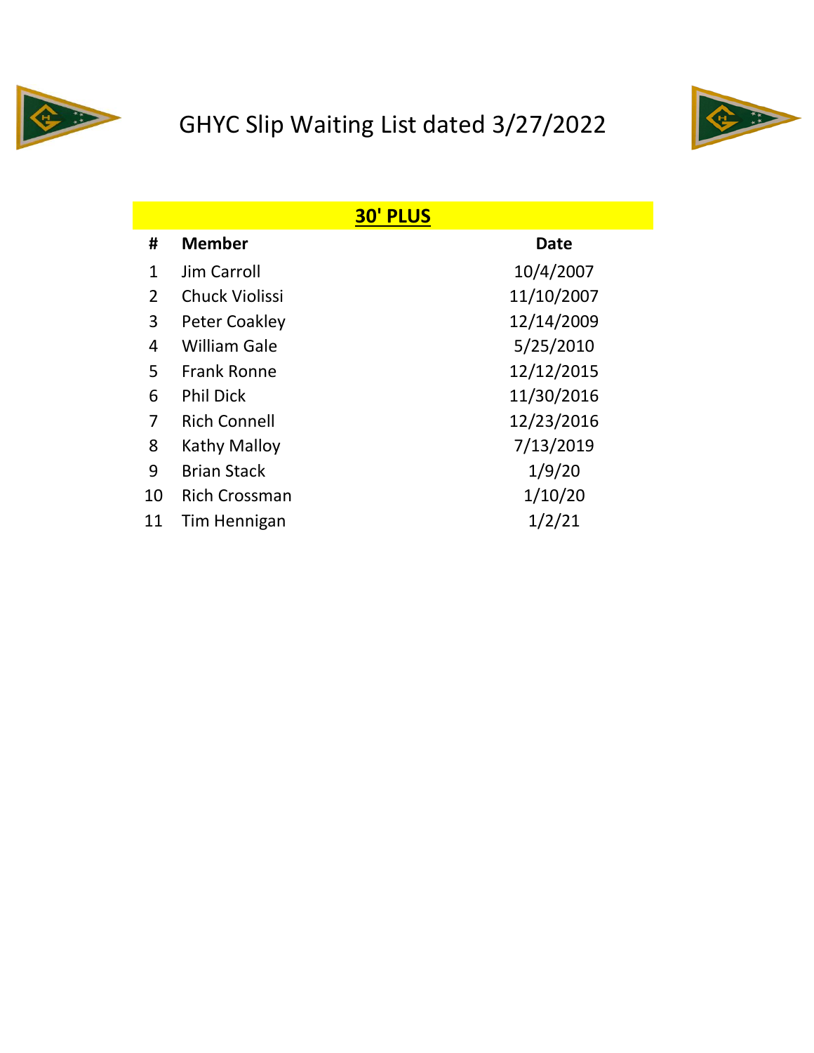# GHYC Slip Waiting List dated 3/27/2022

## 30' PLUS

| # | Member | Date |
|---|---|---|
| 1 | Jim Carroll | 10/4/2007 |
| 2 | Chuck Violissi | 11/10/2007 |
| 3 | Peter Coakley | 12/14/2009 |
| 4 | William Gale | 5/25/2010 |
| 5 | Frank Ronne | 12/12/2015 |
| 6 | Phil Dick | 11/30/2016 |
| 7 | Rich Connell | 12/23/2016 |
| 8 | Kathy Malloy | 7/13/2019 |
| 9 | Brian Stack | 1/9/20 |
| 10 | Rich Crossman | 1/10/20 |
| 11 | Tim Hennigan | 1/2/21 |